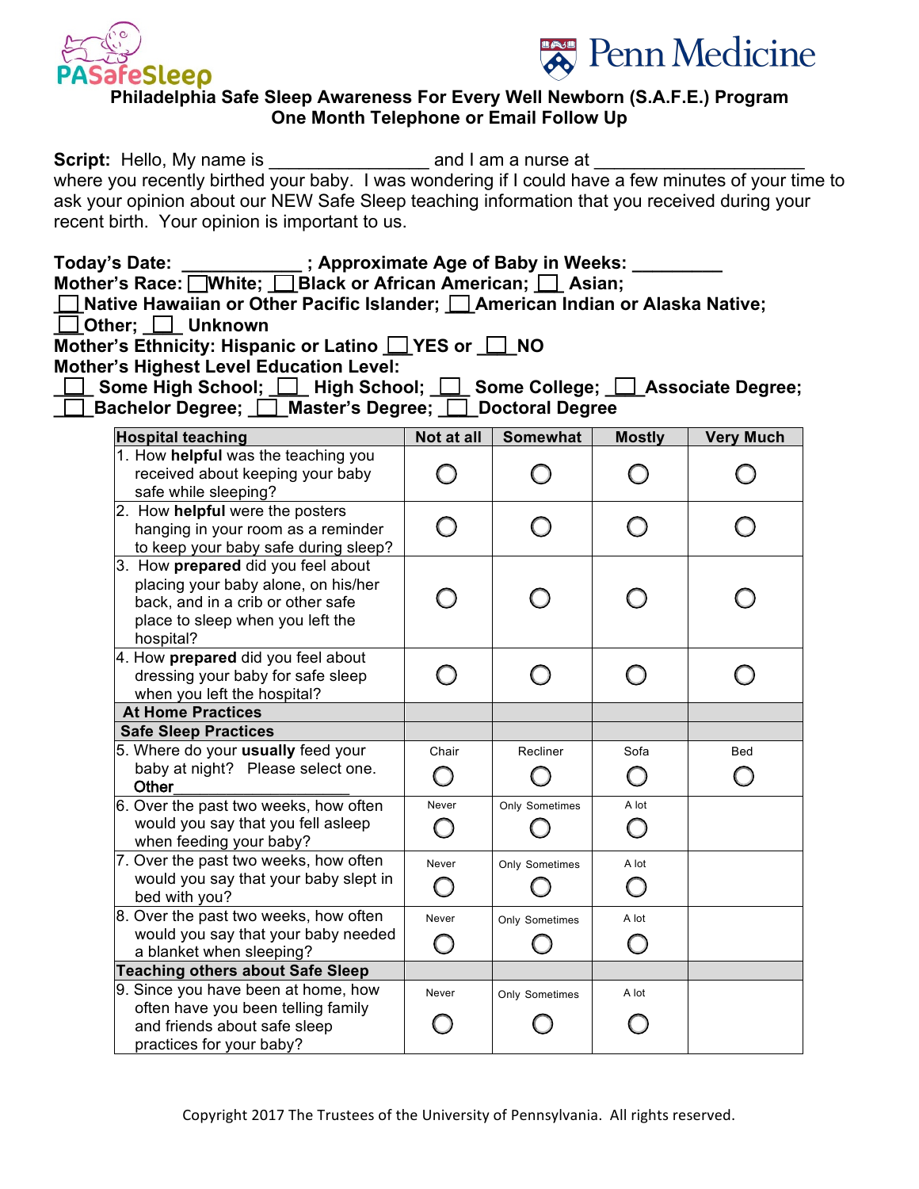PASafeSleep

Penn Medicine

# Philadelphia Safe Sleep Awareness For Every Well Newborn (S.A.F.E.) Program
## One Month Telephone or Email Follow Up

**Script:** Hello, My name is ________________ and I am a nurse at _____________________ where you recently birthed your baby. I was wondering if I could have a few minutes of your time to ask your opinion about our NEW Safe Sleep teaching information that you received during your recent birth. Your opinion is important to us.

**Today's Date: ____________ ; Approximate Age of Baby in Weeks: _________**

**Mother's Race:** ☐ **White;** ☐ **Black or African American;** ☐ **Asian;** ☐ **Native Hawaiian or Other Pacific Islander;** ☐ **American Indian or Alaska Native;** ☐ **Other;** ☐ **Unknown**

**Mother's Ethnicity: Hispanic or Latino** ☐ **YES or** ☐ **NO**

**Mother's Highest Level Education Level:**
☐ **Some High School;** ☐ **High School;** ☐ **Some College;** ☐ **Associate Degree;** ☐ **Bachelor Degree;** ☐ **Master's Degree;** ☐ **Doctoral Degree**

| Hospital teaching | Not at all | Somewhat | Mostly | Very Much |
|---|---|---|---|---|
| 1. How **helpful** was the teaching you received about keeping your baby safe while sleeping? | ○ | ○ | ○ | ○ |
| 2. How **helpful** were the posters hanging in your room as a reminder to keep your baby safe during sleep? | ○ | ○ | ○ | ○ |
| 3. How **prepared** did you feel about placing your baby alone, on his/her back, and in a crib or other safe place to sleep when you left the hospital? | ○ | ○ | ○ | ○ |
| 4. How **prepared** did you feel about dressing your baby for safe sleep when you left the hospital? | ○ | ○ | ○ | ○ |
| **At Home Practices** | | | | |
| **Safe Sleep Practices** | | | | |
| 5. Where do your **usually** feed your baby at night? Please select one. Other____________________ | Chair ○ | Recliner ○ | Sofa ○ | Bed ○ |
| 6. Over the past two weeks, how often would you say that you fell asleep when feeding your baby? | Never ○ | Only Sometimes ○ | A lot ○ | |
| 7. Over the past two weeks, how often would you say that your baby slept in bed with you? | Never ○ | Only Sometimes ○ | A lot ○ | |
| 8. Over the past two weeks, how often would you say that your baby needed a blanket when sleeping? | Never ○ | Only Sometimes ○ | A lot ○ | |
| **Teaching others about Safe Sleep** | | | | |
| 9. Since you have been at home, how often have you been telling family and friends about safe sleep practices for your baby? | Never ○ | Only Sometimes ○ | A lot ○ | |

Copyright 2017 The Trustees of the University of Pennsylvania. All rights reserved.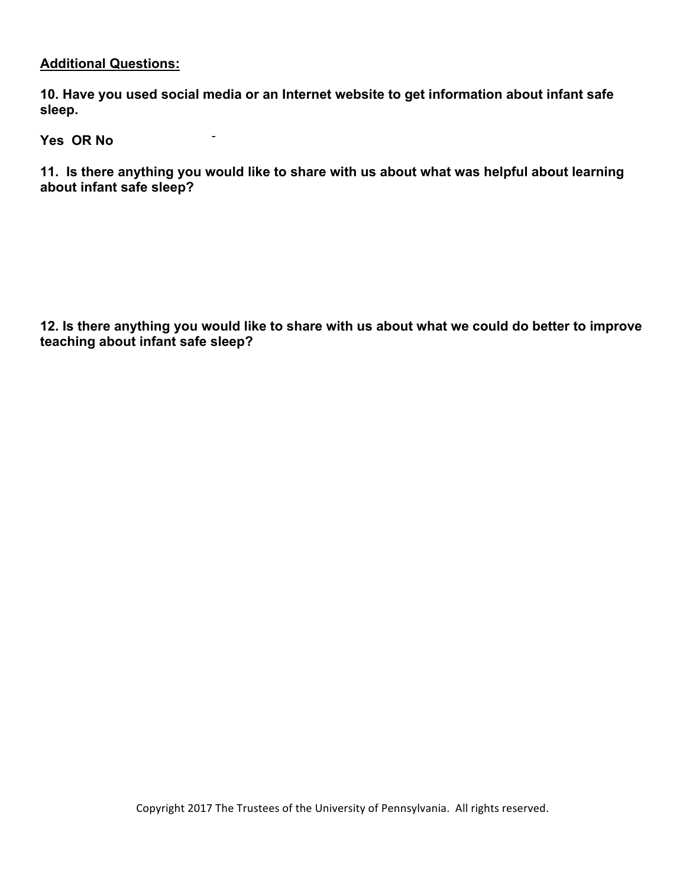**Additional Questions:**

**10. Have you used social media or an Internet website to get information about infant safe sleep.**

**Yes OR No**

**11. Is there anything you would like to share with us about what was helpful about learning about infant safe sleep?**

**12. Is there anything you would like to share with us about what we could do better to improve teaching about infant safe sleep?**

Copyright 2017 The Trustees of the University of Pennsylvania. All rights reserved.